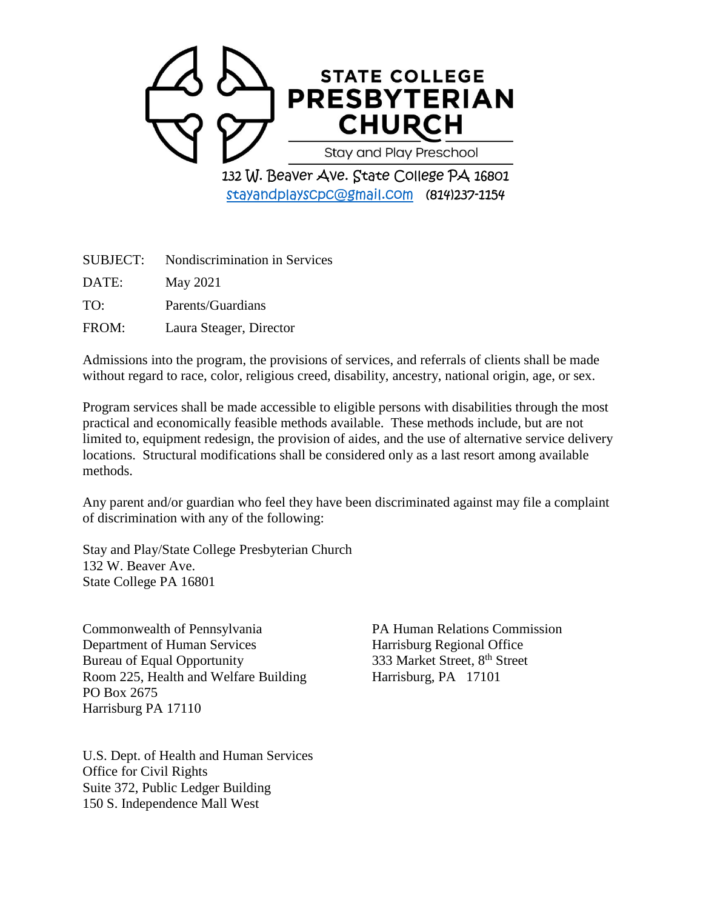# STATE COLLEGE PRESBYTERIAN CHURCH

Stay and Play Preschool

132 W. Beaver Ave. State College PA 16801
stayandplayscpc@gmail.com (814)237-1154

SUBJECT: Nondiscrimination in Services

DATE: May 2021

TO: Parents/Guardians

FROM: Laura Steager, Director

Admissions into the program, the provisions of services, and referrals of clients shall be made without regard to race, color, religious creed, disability, ancestry, national origin, age, or sex.

Program services shall be made accessible to eligible persons with disabilities through the most practical and economically feasible methods available. These methods include, but are not limited to, equipment redesign, the provision of aides, and the use of alternative service delivery locations. Structural modifications shall be considered only as a last resort among available methods.

Any parent and/or guardian who feel they have been discriminated against may file a complaint of discrimination with any of the following:

Stay and Play/State College Presbyterian Church
132 W. Beaver Ave.
State College PA 16801

Commonwealth of Pennsylvania
Department of Human Services
Bureau of Equal Opportunity
Room 225, Health and Welfare Building
PO Box 2675
Harrisburg PA 17110

PA Human Relations Commission
Harrisburg Regional Office
333 Market Street, 8th Street
Harrisburg, PA 17101

U.S. Dept. of Health and Human Services
Office for Civil Rights
Suite 372, Public Ledger Building
150 S. Independence Mall West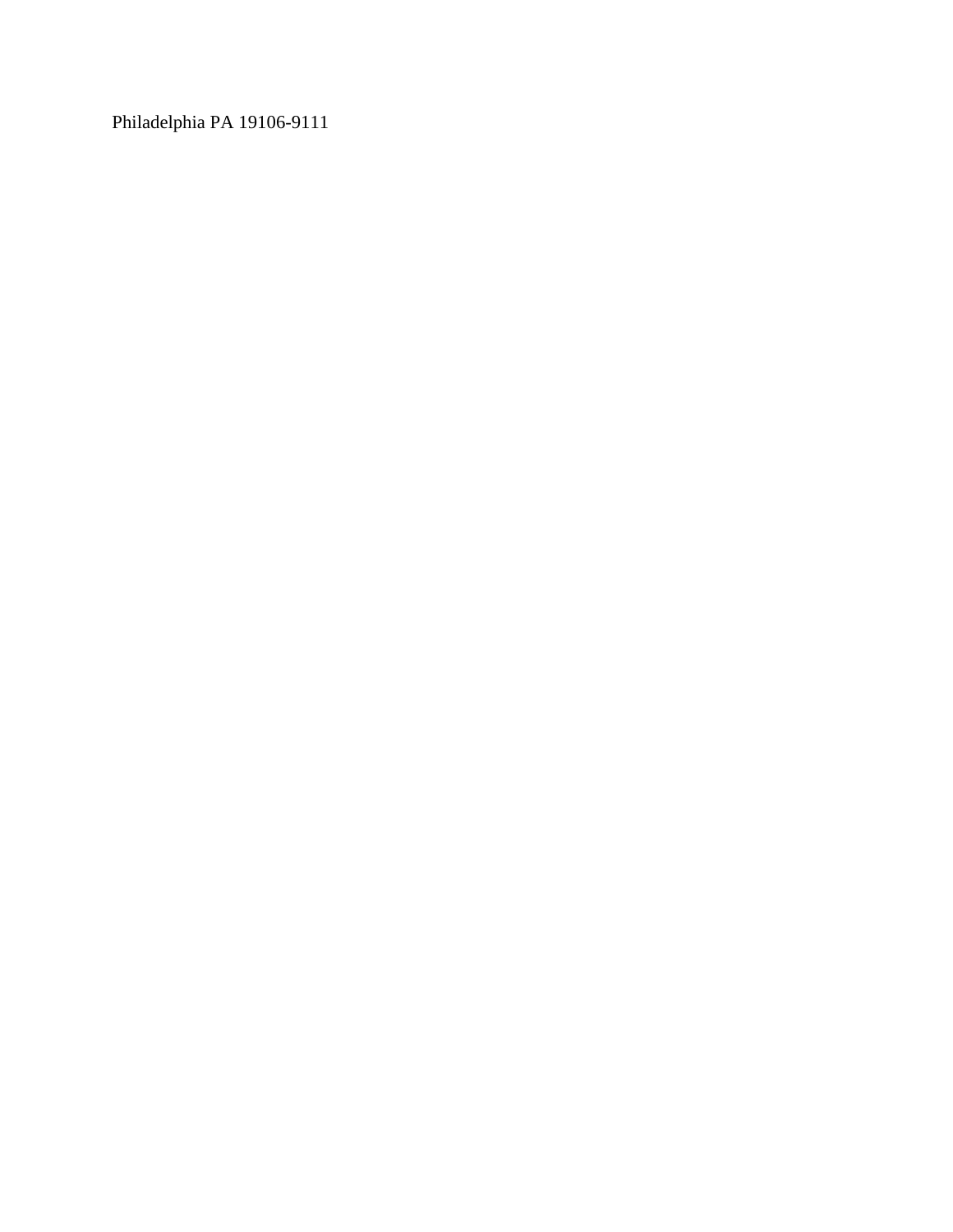Philadelphia PA 19106-9111